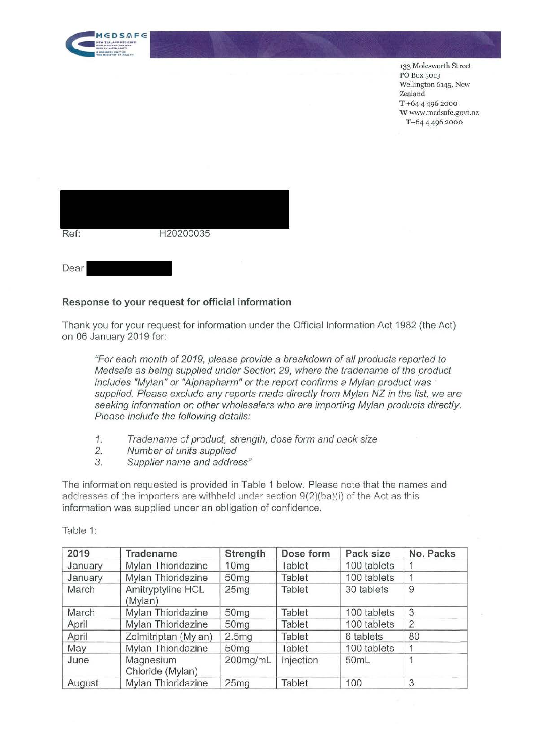133 Molesworth Street
PO Box 5013
Wellington 6145, New Zealand
T +64 4 496 2000
W www.medsafe.govt.nz
T+64 4 496 2000

Ref: H20200035

Dear

### Response to your request for official information

Thank you for your request for information under the Official Information Act 1982 (the Act) on 06 January 2019 for:

> *"For each month of 2019, please provide a breakdown of all products reported to Medsafe as being supplied under Section 29, where the tradename of the product includes "Mylan" or "Alphapharm" or the report confirms a Mylan product was supplied. Please exclude any reports made directly from Mylan NZ in the list, we are seeking information on other wholesalers who are importing Mylan products directly. Please include the following details:*
>
> 1. *Tradename of product, strength, dose form and pack size*
> 2. *Number of units supplied*
> 3. *Supplier name and address"*

The information requested is provided in Table 1 below. Please note that the names and addresses of the importers are withheld under section 9(2)(ba)(i) of the Act as this information was supplied under an obligation of confidence.

Table 1:

| 2019 | Tradename | Strength | Dose form | Pack size | No. Packs |
|---|---|---|---|---|---|
| January | Mylan Thioridazine | 10mg | Tablet | 100 tablets | 1 |
| January | Mylan Thioridazine | 50mg | Tablet | 100 tablets | 1 |
| March | Amitryptyline HCL (Mylan) | 25mg | Tablet | 30 tablets | 9 |
| March | Mylan Thioridazine | 50mg | Tablet | 100 tablets | 3 |
| April | Mylan Thioridazine | 50mg | Tablet | 100 tablets | 2 |
| April | Zolmitriptan (Mylan) | 2.5mg | Tablet | 6 tablets | 80 |
| May | Mylan Thioridazine | 50mg | Tablet | 100 tablets | 1 |
| June | Magnesium Chloride (Mylan) | 200mg/mL | Injection | 50mL | 1 |
| August | Mylan Thioridazine | 25mg | Tablet | 100 | 3 |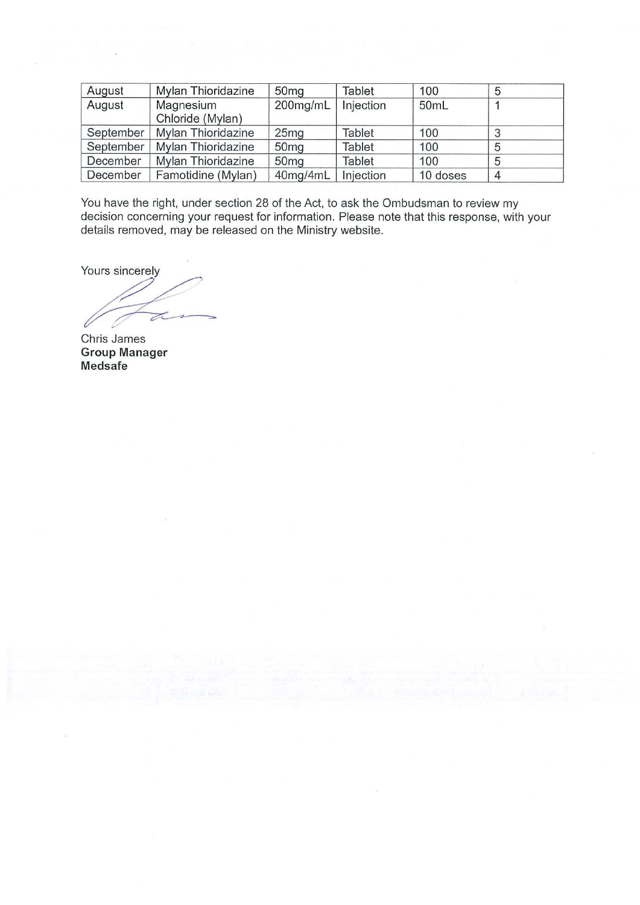| | | | | | |
|---|---|---|---|---|---|
| August | Mylan Thioridazine | 50mg | Tablet | 100 | 5 |
| August | Magnesium Chloride (Mylan) | 200mg/mL | Injection | 50mL | 1 |
| September | Mylan Thioridazine | 25mg | Tablet | 100 | 3 |
| September | Mylan Thioridazine | 50mg | Tablet | 100 | 5 |
| December | Mylan Thioridazine | 50mg | Tablet | 100 | 5 |
| December | Famotidine (Mylan) | 40mg/4mL | Injection | 10 doses | 4 |

You have the right, under section 28 of the Act, to ask the Ombudsman to review my decision concerning your request for information. Please note that this response, with your details removed, may be released on the Ministry website.

Yours sincerely

Chris James
**Group Manager**
**Medsafe**